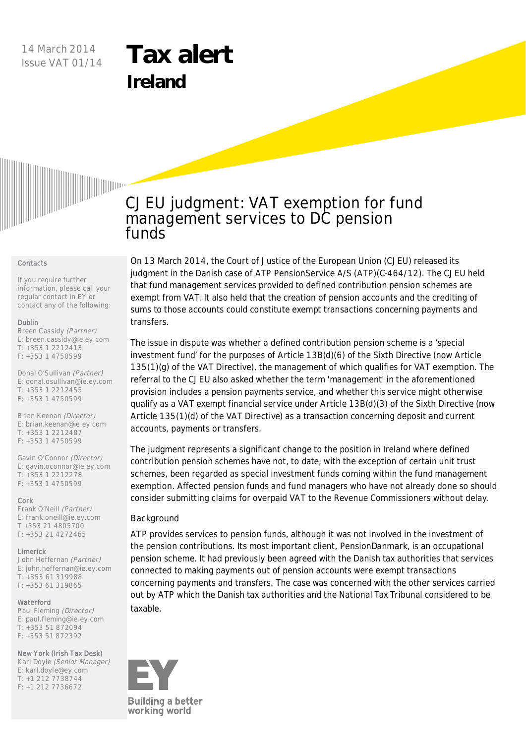14 March 2014
Issue VAT 01/14

# Tax alert
## Ireland

# CJEU judgment: VAT exemption for fund management services to DC pension funds

On 13 March 2014, the Court of Justice of the European Union (CJEU) released its judgment in the Danish case of ATP PensionService A/S (ATP)(C-464/12). The CJEU held that fund management services provided to defined contribution pension schemes are exempt from VAT. It also held that the creation of pension accounts and the crediting of sums to those accounts could constitute exempt transactions concerning payments and transfers.

The issue in dispute was whether a defined contribution pension scheme is a 'special investment fund' for the purposes of Article 13B(d)(6) of the Sixth Directive (now Article 135(1)(g) of the VAT Directive), the management of which qualifies for VAT exemption. The referral to the CJEU also asked whether the term 'management' in the aforementioned provision includes a pension payments service, and whether this service might otherwise qualify as a VAT exempt financial service under Article 13B(d)(3) of the Sixth Directive (now Article 135(1)(d) of the VAT Directive) as a transaction concerning deposit and current accounts, payments or transfers.

The judgment represents a significant change to the position in Ireland where defined contribution pension schemes have not, to date, with the exception of certain unit trust schemes, been regarded as special investment funds coming within the fund management exemption. Affected pension funds and fund managers who have not already done so should consider submitting claims for overpaid VAT to the Revenue Commissioners without delay.

### Background

ATP provides services to pension funds, although it was not involved in the investment of the pension contributions. Its most important client, PensionDanmark, is an occupational pension scheme. It had previously been agreed with the Danish tax authorities that services connected to making payments out of pension accounts were exempt transactions concerning payments and transfers. The case was concerned with the other services carried out by ATP which the Danish tax authorities and the National Tax Tribunal considered to be taxable.

**Contacts**

If you require further information, please call your regular contact in EY or contact any of the following:

**Dublin**

Breen Cassidy *(Partner)*
E: breen.cassidy@ie.ey.com
T: +353 1 2212413
F: +353 1 4750599

Donal O'Sullivan *(Partner)*
E: donal.osullivan@ie.ey.com
T: +353 1 2212455
F: +353 1 4750599

Brian Keenan *(Director)*
E: brian.keenan@ie.ey.com
T: +353 1 2212487
F: +353 1 4750599

Gavin O'Connor *(Director)*
E: gavin.oconnor@ie.ey.com
T: +353 1 2212278
F: +353 1 4750599

**Cork**

Frank O'Neill *(Partner)*
E: frank.oneill@ie.ey.com
T +353 21 4805700
F: +353 21 4272465

**Limerick**

John Heffernan *(Partner)*
E: john.heffernan@ie.ey.com
T: +353 61 319988
F: +353 61 319865

**Waterford**

Paul Fleming *(Director)*
E: paul.fleming@ie.ey.com
T: +353 51 872094
F: +353 51 872392

**New York (Irish Tax Desk)**

Karl Doyle *(Senior Manager)*
E: karl.doyle@ey.com
T: +1 212 7738744
F: +1 212 7736672

EY
Building a better working world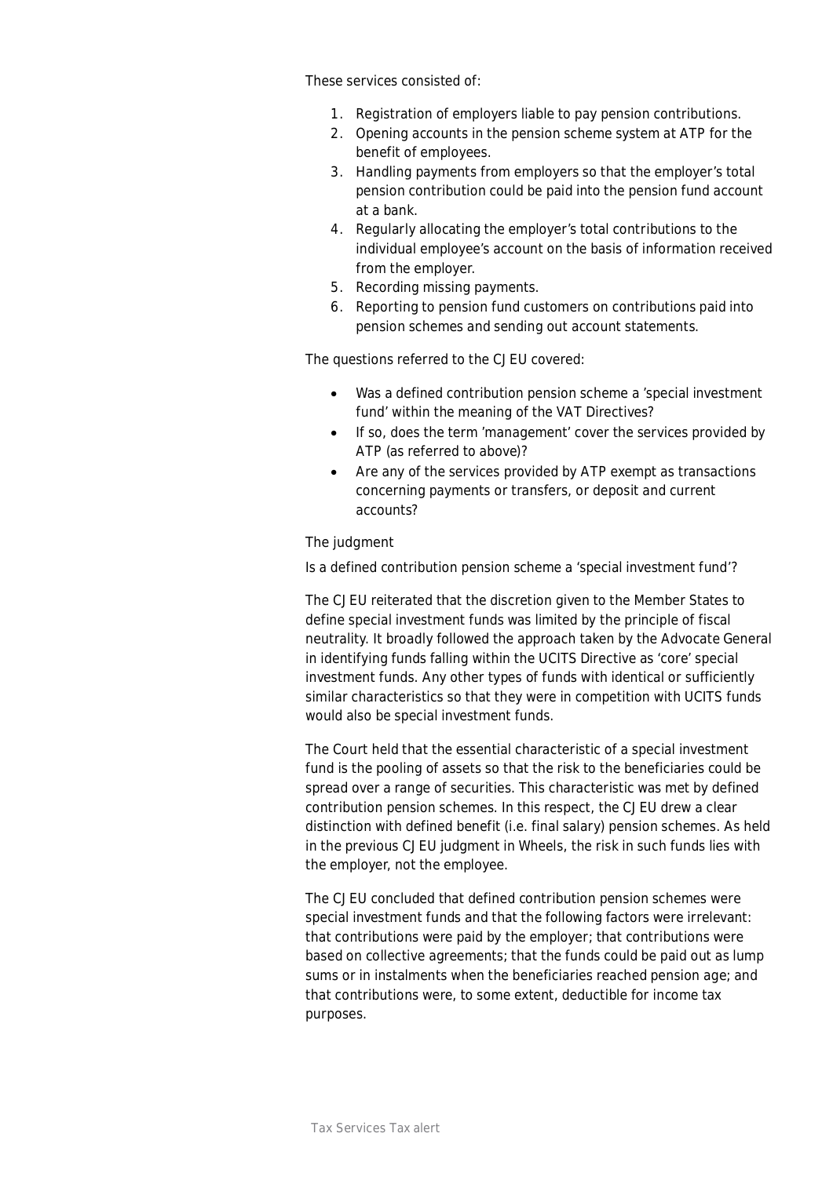These services consisted of:

1. Registration of employers liable to pay pension contributions.
2. Opening accounts in the pension scheme system at ATP for the benefit of employees.
3. Handling payments from employers so that the employer's total pension contribution could be paid into the pension fund account at a bank.
4. Regularly allocating the employer's total contributions to the individual employee's account on the basis of information received from the employer.
5. Recording missing payments.
6. Reporting to pension fund customers on contributions paid into pension schemes and sending out account statements.

The questions referred to the CJEU covered:

- Was a defined contribution pension scheme a 'special investment fund' within the meaning of the VAT Directives?
- If so, does the term 'management' cover the services provided by ATP (as referred to above)?
- Are any of the services provided by ATP exempt as transactions concerning payments or transfers, or deposit and current accounts?

### The judgment

#### Is a defined contribution pension scheme a 'special investment fund'?

The CJEU reiterated that the discretion given to the Member States to define special investment funds was limited by the principle of fiscal neutrality. It broadly followed the approach taken by the Advocate General in identifying funds falling within the UCITS Directive as 'core' special investment funds. Any other types of funds with identical or sufficiently similar characteristics so that they were in competition with UCITS funds would also be special investment funds.

The Court held that the essential characteristic of a special investment fund is the pooling of assets so that the risk to the beneficiaries could be spread over a range of securities. This characteristic was met by defined contribution pension schemes. In this respect, the CJEU drew a clear distinction with defined benefit (i.e. final salary) pension schemes. As held in the previous CJEU judgment in Wheels, the risk in such funds lies with the employer, not the employee.

The CJEU concluded that defined contribution pension schemes were special investment funds and that the following factors were irrelevant: that contributions were paid by the employer; that contributions were based on collective agreements; that the funds could be paid out as lump sums or in instalments when the beneficiaries reached pension age; and that contributions were, to some extent, deductible for income tax purposes.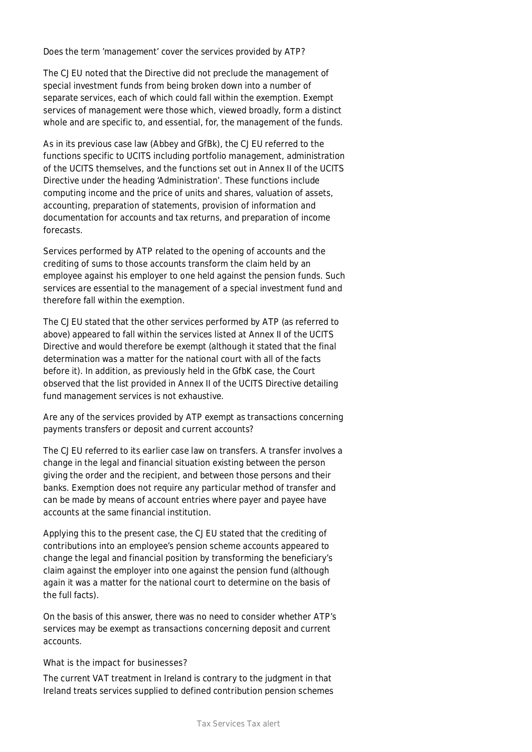Does the term 'management' cover the services provided by ATP?

The CJEU noted that the Directive did not preclude the management of special investment funds from being broken down into a number of separate services, each of which could fall within the exemption. Exempt services of management were those which, viewed broadly, form a distinct whole and are specific to, and essential, for, the management of the funds.

As in its previous case law (Abbey and GfBk), the CJEU referred to the functions specific to UCITS including portfolio management, administration of the UCITS themselves, and the functions set out in Annex II of the UCITS Directive under the heading 'Administration'. These functions include computing income and the price of units and shares, valuation of assets, accounting, preparation of statements, provision of information and documentation for accounts and tax returns, and preparation of income forecasts.

Services performed by ATP related to the opening of accounts and the crediting of sums to those accounts transform the claim held by an employee against his employer to one held against the pension funds. Such services are essential to the management of a special investment fund and therefore fall within the exemption.

The CJEU stated that the other services performed by ATP (as referred to above) appeared to fall within the services listed at Annex II of the UCITS Directive and would therefore be exempt (although it stated that the final determination was a matter for the national court with all of the facts before it). In addition, as previously held in the GfbK case, the Court observed that the list provided in Annex II of the UCITS Directive detailing fund management services is not exhaustive.

Are any of the services provided by ATP exempt as transactions concerning payments transfers or deposit and current accounts?

The CJEU referred to its earlier case law on transfers. A transfer involves a change in the legal and financial situation existing between the person giving the order and the recipient, and between those persons and their banks. Exemption does not require any particular method of transfer and can be made by means of account entries where payer and payee have accounts at the same financial institution.

Applying this to the present case, the CJEU stated that the crediting of contributions into an employee's pension scheme accounts appeared to change the legal and financial position by transforming the beneficiary's claim against the employer into one against the pension fund (although again it was a matter for the national court to determine on the basis of the full facts).

On the basis of this answer, there was no need to consider whether ATP's services may be exempt as transactions concerning deposit and current accounts.

What is the impact for businesses?

The current VAT treatment in Ireland is contrary to the judgment in that Ireland treats services supplied to defined contribution pension schemes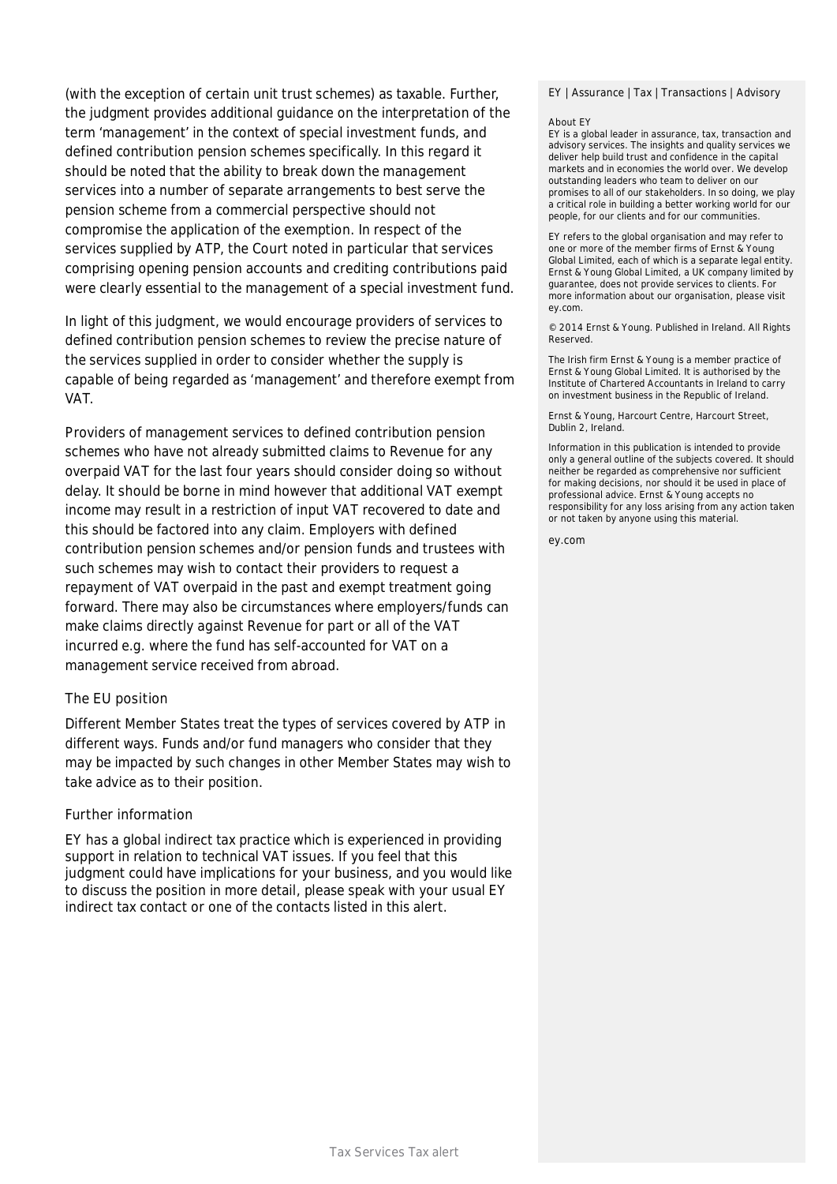(with the exception of certain unit trust schemes) as taxable. Further, the judgment provides additional guidance on the interpretation of the term 'management' in the context of special investment funds, and defined contribution pension schemes specifically. In this regard it should be noted that the ability to break down the management services into a number of separate arrangements to best serve the pension scheme from a commercial perspective should not compromise the application of the exemption. In respect of the services supplied by ATP, the Court noted in particular that services comprising opening pension accounts and crediting contributions paid were clearly essential to the management of a special investment fund.

In light of this judgment, we would encourage providers of services to defined contribution pension schemes to review the precise nature of the services supplied in order to consider whether the supply is capable of being regarded as 'management' and therefore exempt from VAT.

Providers of management services to defined contribution pension schemes who have not already submitted claims to Revenue for any overpaid VAT for the last four years should consider doing so without delay. It should be borne in mind however that additional VAT exempt income may result in a restriction of input VAT recovered to date and this should be factored into any claim. Employers with defined contribution pension schemes and/or pension funds and trustees with such schemes may wish to contact their providers to request a repayment of VAT overpaid in the past and exempt treatment going forward. There may also be circumstances where employers/funds can make claims directly against Revenue for part or all of the VAT incurred e.g. where the fund has self-accounted for VAT on a management service received from abroad.

### The EU position

Different Member States treat the types of services covered by ATP in different ways. Funds and/or fund managers who consider that they may be impacted by such changes in other Member States may wish to take advice as to their position.

### Further information

EY has a global indirect tax practice which is experienced in providing support in relation to technical VAT issues. If you feel that this judgment could have implications for your business, and you would like to discuss the position in more detail, please speak with your usual EY indirect tax contact or one of the contacts listed in this alert.

EY | Assurance | Tax | Transactions | Advisory

About EY
EY is a global leader in assurance, tax, transaction and advisory services. The insights and quality services we deliver help build trust and confidence in the capital markets and in economies the world over. We develop outstanding leaders who team to deliver on our promises to all of our stakeholders. In so doing, we play a critical role in building a better working world for our people, for our clients and for our communities.

EY refers to the global organisation and may refer to one or more of the member firms of Ernst & Young Global Limited, each of which is a separate legal entity. Ernst & Young Global Limited, a UK company limited by guarantee, does not provide services to clients. For more information about our organisation, please visit ey.com.

© 2014 Ernst & Young. Published in Ireland. All Rights Reserved.

The Irish firm Ernst & Young is a member practice of Ernst & Young Global Limited. It is authorised by the Institute of Chartered Accountants in Ireland to carry on investment business in the Republic of Ireland.

Ernst & Young, Harcourt Centre, Harcourt Street, Dublin 2, Ireland.

Information in this publication is intended to provide only a general outline of the subjects covered. It should neither be regarded as comprehensive nor sufficient for making decisions, nor should it be used in place of professional advice. Ernst & Young accepts no responsibility for any loss arising from any action taken or not taken by anyone using this material.

ey.com